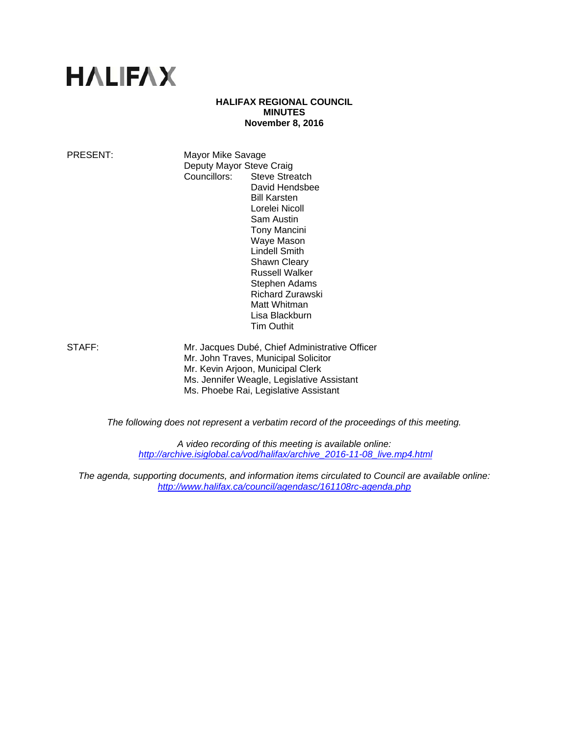# HALIFAX

**HALIFAX REGIONAL COUNCIL**
**MINUTES**
**November 8, 2016**

PRESENT: Mayor Mike Savage
Deputy Mayor Steve Craig
Councillors: Steve Streatch
David Hendsbee
Bill Karsten
Lorelei Nicoll
Sam Austin
Tony Mancini
Waye Mason
Lindell Smith
Shawn Cleary
Russell Walker
Stephen Adams
Richard Zurawski
Matt Whitman
Lisa Blackburn
Tim Outhit

STAFF: Mr. Jacques Dubé, Chief Administrative Officer
Mr. John Traves, Municipal Solicitor
Mr. Kevin Arjoon, Municipal Clerk
Ms. Jennifer Weagle, Legislative Assistant
Ms. Phoebe Rai, Legislative Assistant

*The following does not represent a verbatim record of the proceedings of this meeting.*

*A video recording of this meeting is available online:*
*http://archive.isiglobal.ca/vod/halifax/archive_2016-11-08_live.mp4.html*

*The agenda, supporting documents, and information items circulated to Council are available online:*
*http://www.halifax.ca/council/agendasc/161108rc-agenda.php*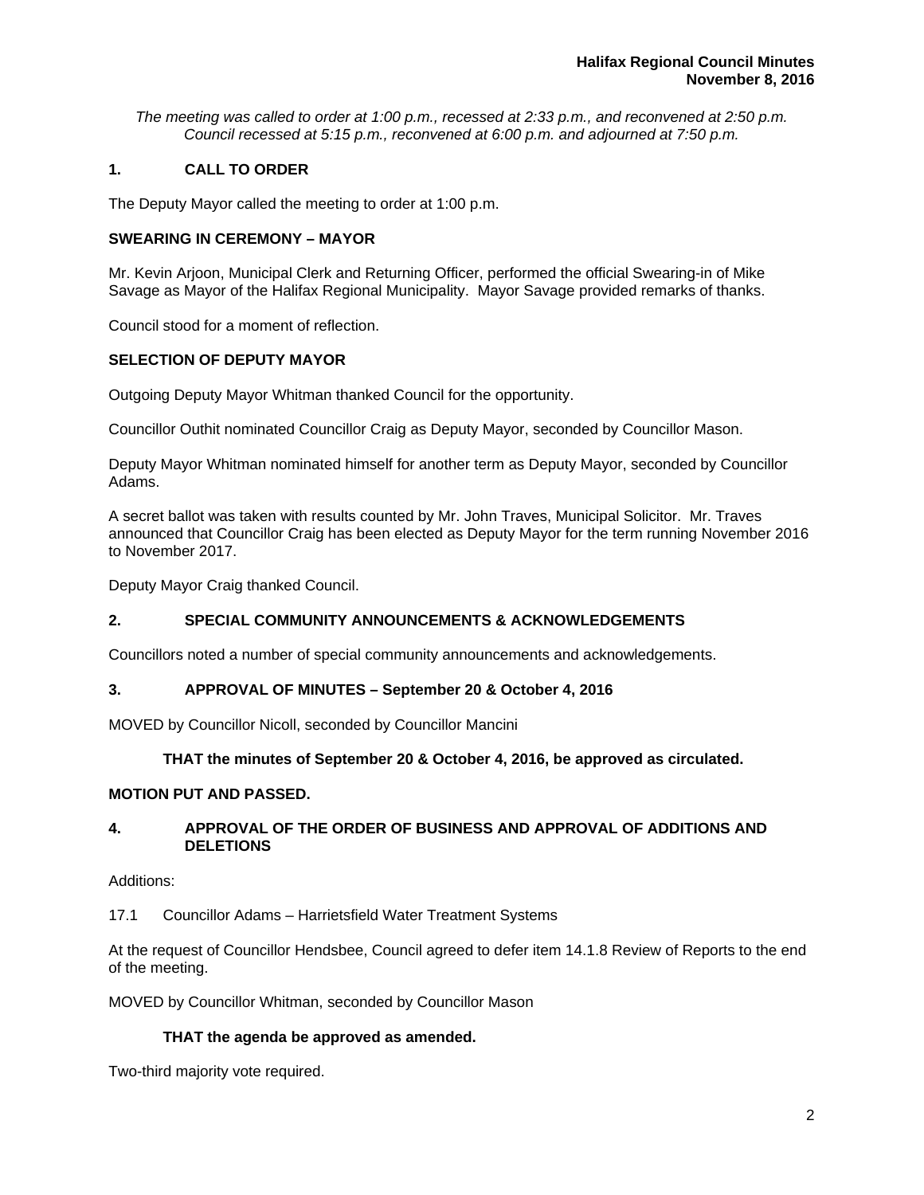*The meeting was called to order at 1:00 p.m., recessed at 2:33 p.m., and reconvened at 2:50 p.m. Council recessed at 5:15 p.m., reconvened at 6:00 p.m. and adjourned at 7:50 p.m.*

## 1. CALL TO ORDER

The Deputy Mayor called the meeting to order at 1:00 p.m.

### SWEARING IN CEREMONY – MAYOR

Mr. Kevin Arjoon, Municipal Clerk and Returning Officer, performed the official Swearing-in of Mike Savage as Mayor of the Halifax Regional Municipality. Mayor Savage provided remarks of thanks.

Council stood for a moment of reflection.

### SELECTION OF DEPUTY MAYOR

Outgoing Deputy Mayor Whitman thanked Council for the opportunity.

Councillor Outhit nominated Councillor Craig as Deputy Mayor, seconded by Councillor Mason.

Deputy Mayor Whitman nominated himself for another term as Deputy Mayor, seconded by Councillor Adams.

A secret ballot was taken with results counted by Mr. John Traves, Municipal Solicitor. Mr. Traves announced that Councillor Craig has been elected as Deputy Mayor for the term running November 2016 to November 2017.

Deputy Mayor Craig thanked Council.

## 2. SPECIAL COMMUNITY ANNOUNCEMENTS & ACKNOWLEDGEMENTS

Councillors noted a number of special community announcements and acknowledgements.

## 3. APPROVAL OF MINUTES – September 20 & October 4, 2016

MOVED by Councillor Nicoll, seconded by Councillor Mancini

**THAT the minutes of September 20 & October 4, 2016, be approved as circulated.**

**MOTION PUT AND PASSED.**

## 4. APPROVAL OF THE ORDER OF BUSINESS AND APPROVAL OF ADDITIONS AND DELETIONS

Additions:

17.1 Councillor Adams – Harrietsfield Water Treatment Systems

At the request of Councillor Hendsbee, Council agreed to defer item 14.1.8 Review of Reports to the end of the meeting.

MOVED by Councillor Whitman, seconded by Councillor Mason

**THAT the agenda be approved as amended.**

Two-third majority vote required.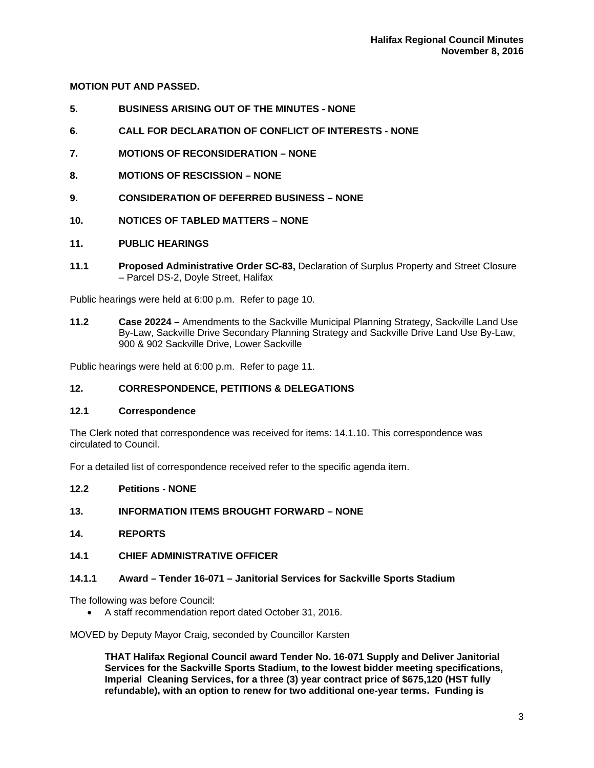**MOTION PUT AND PASSED.**

## 5. BUSINESS ARISING OUT OF THE MINUTES - NONE

## 6. CALL FOR DECLARATION OF CONFLICT OF INTERESTS - NONE

## 7. MOTIONS OF RECONSIDERATION – NONE

## 8. MOTIONS OF RESCISSION – NONE

## 9. CONSIDERATION OF DEFERRED BUSINESS – NONE

## 10. NOTICES OF TABLED MATTERS – NONE

## 11. PUBLIC HEARINGS

**11.1 Proposed Administrative Order SC-83,** Declaration of Surplus Property and Street Closure – Parcel DS-2, Doyle Street, Halifax

Public hearings were held at 6:00 p.m. Refer to page 10.

**11.2 Case 20224 –** Amendments to the Sackville Municipal Planning Strategy, Sackville Land Use By-Law, Sackville Drive Secondary Planning Strategy and Sackville Drive Land Use By-Law, 900 & 902 Sackville Drive, Lower Sackville

Public hearings were held at 6:00 p.m. Refer to page 11.

## 12. CORRESPONDENCE, PETITIONS & DELEGATIONS

### 12.1 Correspondence

The Clerk noted that correspondence was received for items: 14.1.10. This correspondence was circulated to Council.

For a detailed list of correspondence received refer to the specific agenda item.

### 12.2 Petitions - NONE

## 13. INFORMATION ITEMS BROUGHT FORWARD – NONE

## 14. REPORTS

### 14.1 CHIEF ADMINISTRATIVE OFFICER

#### 14.1.1 Award – Tender 16-071 – Janitorial Services for Sackville Sports Stadium

The following was before Council:

- A staff recommendation report dated October 31, 2016.

MOVED by Deputy Mayor Craig, seconded by Councillor Karsten

> **THAT Halifax Regional Council award Tender No. 16-071 Supply and Deliver Janitorial Services for the Sackville Sports Stadium, to the lowest bidder meeting specifications, Imperial Cleaning Services, for a three (3) year contract price of $675,120 (HST fully refundable), with an option to renew for two additional one-year terms. Funding is**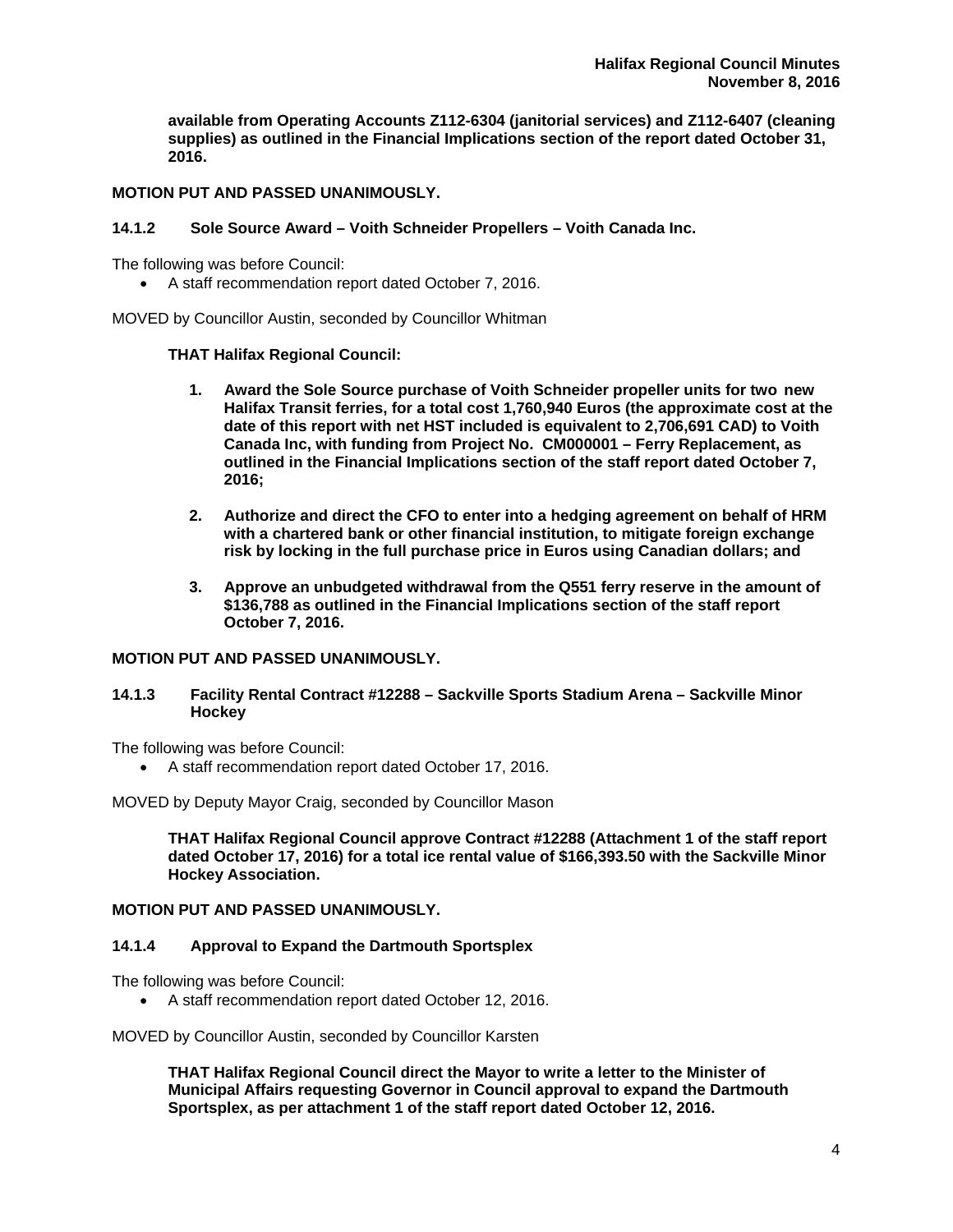**available from Operating Accounts Z112-6304 (janitorial services) and Z112-6407 (cleaning supplies) as outlined in the Financial Implications section of the report dated October 31, 2016.**

**MOTION PUT AND PASSED UNANIMOUSLY.**

### 14.1.2 Sole Source Award – Voith Schneider Propellers – Voith Canada Inc.

The following was before Council:

- A staff recommendation report dated October 7, 2016.

MOVED by Councillor Austin, seconded by Councillor Whitman

**THAT Halifax Regional Council:**

1. **Award the Sole Source purchase of Voith Schneider propeller units for two new Halifax Transit ferries, for a total cost 1,760,940 Euros (the approximate cost at the date of this report with net HST included is equivalent to 2,706,691 CAD) to Voith Canada Inc, with funding from Project No. CM000001 – Ferry Replacement, as outlined in the Financial Implications section of the staff report dated October 7, 2016;**

2. **Authorize and direct the CFO to enter into a hedging agreement on behalf of HRM with a chartered bank or other financial institution, to mitigate foreign exchange risk by locking in the full purchase price in Euros using Canadian dollars; and**

3. **Approve an unbudgeted withdrawal from the Q551 ferry reserve in the amount of $136,788 as outlined in the Financial Implications section of the staff report October 7, 2016.**

**MOTION PUT AND PASSED UNANIMOUSLY.**

### 14.1.3 Facility Rental Contract #12288 – Sackville Sports Stadium Arena – Sackville Minor Hockey

The following was before Council:

- A staff recommendation report dated October 17, 2016.

MOVED by Deputy Mayor Craig, seconded by Councillor Mason

**THAT Halifax Regional Council approve Contract #12288 (Attachment 1 of the staff report dated October 17, 2016) for a total ice rental value of $166,393.50 with the Sackville Minor Hockey Association.**

**MOTION PUT AND PASSED UNANIMOUSLY.**

### 14.1.4 Approval to Expand the Dartmouth Sportsplex

The following was before Council:

- A staff recommendation report dated October 12, 2016.

MOVED by Councillor Austin, seconded by Councillor Karsten

**THAT Halifax Regional Council direct the Mayor to write a letter to the Minister of Municipal Affairs requesting Governor in Council approval to expand the Dartmouth Sportsplex, as per attachment 1 of the staff report dated October 12, 2016.**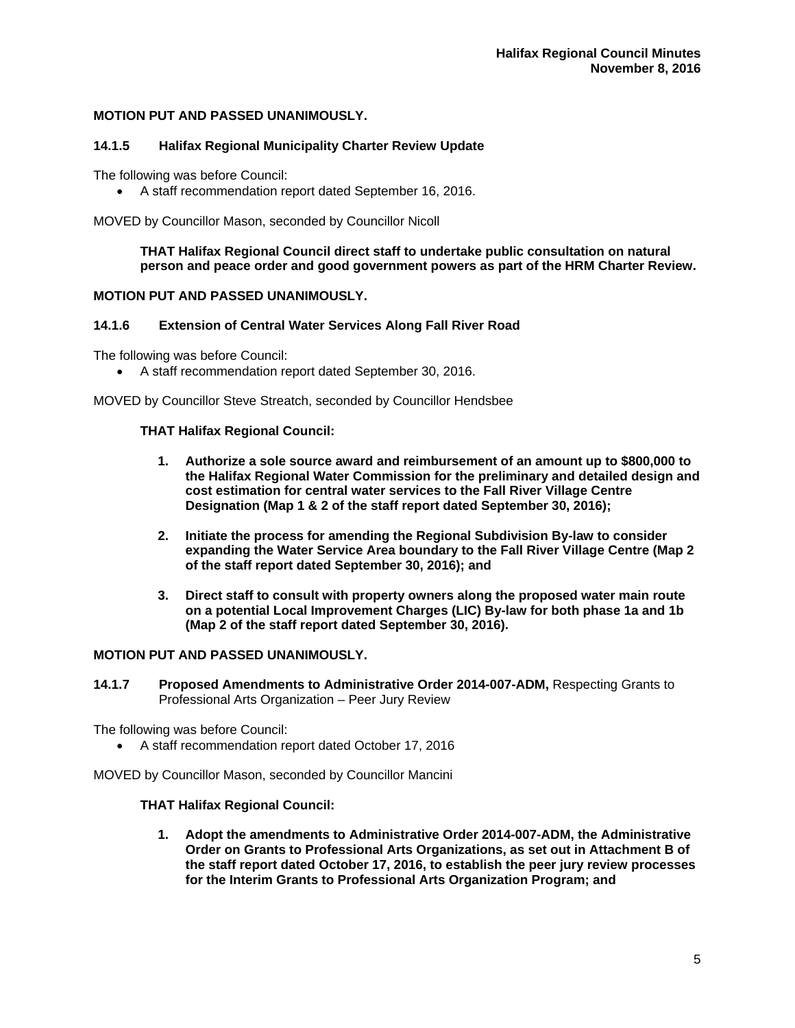**MOTION PUT AND PASSED UNANIMOUSLY.**

### 14.1.5 Halifax Regional Municipality Charter Review Update

The following was before Council:

- A staff recommendation report dated September 16, 2016.

MOVED by Councillor Mason, seconded by Councillor Nicoll

> **THAT Halifax Regional Council direct staff to undertake public consultation on natural person and peace order and good government powers as part of the HRM Charter Review.**

**MOTION PUT AND PASSED UNANIMOUSLY.**

### 14.1.6 Extension of Central Water Services Along Fall River Road

The following was before Council:

- A staff recommendation report dated September 30, 2016.

MOVED by Councillor Steve Streatch, seconded by Councillor Hendsbee

**THAT Halifax Regional Council:**

1. **Authorize a sole source award and reimbursement of an amount up to $800,000 to the Halifax Regional Water Commission for the preliminary and detailed design and cost estimation for central water services to the Fall River Village Centre Designation (Map 1 & 2 of the staff report dated September 30, 2016);**
2. **Initiate the process for amending the Regional Subdivision By-law to consider expanding the Water Service Area boundary to the Fall River Village Centre (Map 2 of the staff report dated September 30, 2016); and**
3. **Direct staff to consult with property owners along the proposed water main route on a potential Local Improvement Charges (LIC) By-law for both phase 1a and 1b (Map 2 of the staff report dated September 30, 2016).**

**MOTION PUT AND PASSED UNANIMOUSLY.**

### 14.1.7 Proposed Amendments to Administrative Order 2014-007-ADM, Respecting Grants to Professional Arts Organization – Peer Jury Review

The following was before Council:

- A staff recommendation report dated October 17, 2016

MOVED by Councillor Mason, seconded by Councillor Mancini

**THAT Halifax Regional Council:**

1. **Adopt the amendments to Administrative Order 2014-007-ADM, the Administrative Order on Grants to Professional Arts Organizations, as set out in Attachment B of the staff report dated October 17, 2016, to establish the peer jury review processes for the Interim Grants to Professional Arts Organization Program; and**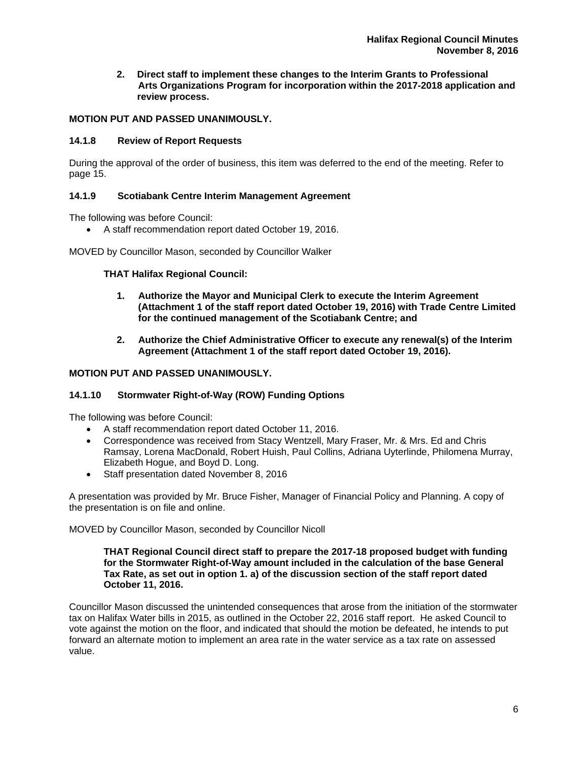**2. Direct staff to implement these changes to the Interim Grants to Professional Arts Organizations Program for incorporation within the 2017-2018 application and review process.**

**MOTION PUT AND PASSED UNANIMOUSLY.**

### 14.1.8 Review of Report Requests

During the approval of the order of business, this item was deferred to the end of the meeting. Refer to page 15.

### 14.1.9 Scotiabank Centre Interim Management Agreement

The following was before Council:

- A staff recommendation report dated October 19, 2016.

MOVED by Councillor Mason, seconded by Councillor Walker

**THAT Halifax Regional Council:**

1. **Authorize the Mayor and Municipal Clerk to execute the Interim Agreement (Attachment 1 of the staff report dated October 19, 2016) with Trade Centre Limited for the continued management of the Scotiabank Centre; and**

2. **Authorize the Chief Administrative Officer to execute any renewal(s) of the Interim Agreement (Attachment 1 of the staff report dated October 19, 2016).**

**MOTION PUT AND PASSED UNANIMOUSLY.**

### 14.1.10 Stormwater Right-of-Way (ROW) Funding Options

The following was before Council:

- A staff recommendation report dated October 11, 2016.
- Correspondence was received from Stacy Wentzell, Mary Fraser, Mr. & Mrs. Ed and Chris Ramsay, Lorena MacDonald, Robert Huish, Paul Collins, Adriana Uyterlinde, Philomena Murray, Elizabeth Hogue, and Boyd D. Long.
- Staff presentation dated November 8, 2016

A presentation was provided by Mr. Bruce Fisher, Manager of Financial Policy and Planning. A copy of the presentation is on file and online.

MOVED by Councillor Mason, seconded by Councillor Nicoll

**THAT Regional Council direct staff to prepare the 2017-18 proposed budget with funding for the Stormwater Right-of-Way amount included in the calculation of the base General Tax Rate, as set out in option 1. a) of the discussion section of the staff report dated October 11, 2016.**

Councillor Mason discussed the unintended consequences that arose from the initiation of the stormwater tax on Halifax Water bills in 2015, as outlined in the October 22, 2016 staff report. He asked Council to vote against the motion on the floor, and indicated that should the motion be defeated, he intends to put forward an alternate motion to implement an area rate in the water service as a tax rate on assessed value.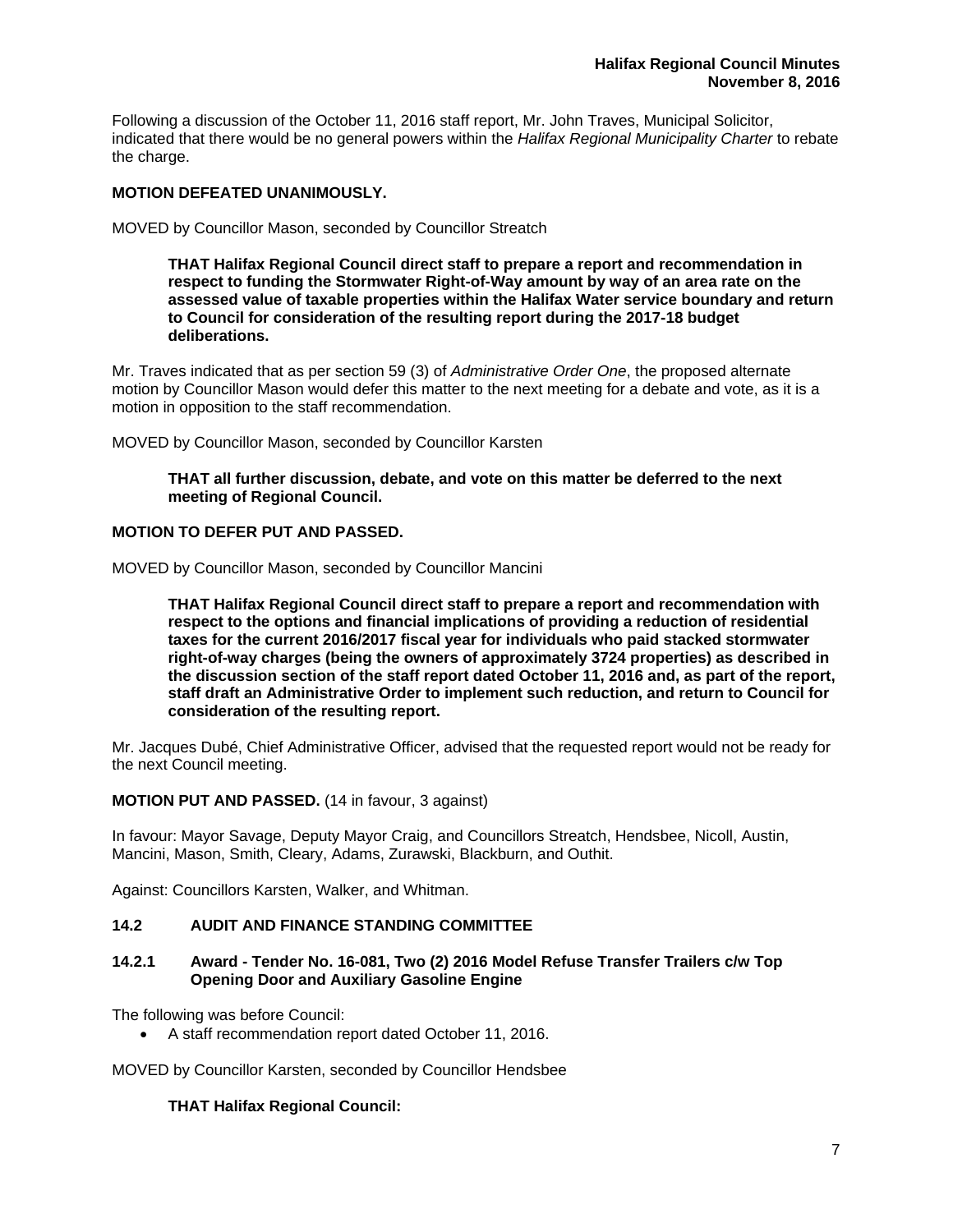Following a discussion of the October 11, 2016 staff report, Mr. John Traves, Municipal Solicitor, indicated that there would be no general powers within the *Halifax Regional Municipality Charter* to rebate the charge.

**MOTION DEFEATED UNANIMOUSLY.**

MOVED by Councillor Mason, seconded by Councillor Streatch

> **THAT Halifax Regional Council direct staff to prepare a report and recommendation in respect to funding the Stormwater Right-of-Way amount by way of an area rate on the assessed value of taxable properties within the Halifax Water service boundary and return to Council for consideration of the resulting report during the 2017-18 budget deliberations.**

Mr. Traves indicated that as per section 59 (3) of *Administrative Order One*, the proposed alternate motion by Councillor Mason would defer this matter to the next meeting for a debate and vote, as it is a motion in opposition to the staff recommendation.

MOVED by Councillor Mason, seconded by Councillor Karsten

> **THAT all further discussion, debate, and vote on this matter be deferred to the next meeting of Regional Council.**

**MOTION TO DEFER PUT AND PASSED.**

MOVED by Councillor Mason, seconded by Councillor Mancini

> **THAT Halifax Regional Council direct staff to prepare a report and recommendation with respect to the options and financial implications of providing a reduction of residential taxes for the current 2016/2017 fiscal year for individuals who paid stacked stormwater right-of-way charges (being the owners of approximately 3724 properties) as described in the discussion section of the staff report dated October 11, 2016 and, as part of the report, staff draft an Administrative Order to implement such reduction, and return to Council for consideration of the resulting report.**

Mr. Jacques Dubé, Chief Administrative Officer, advised that the requested report would not be ready for the next Council meeting.

**MOTION PUT AND PASSED.** (14 in favour, 3 against)

In favour: Mayor Savage, Deputy Mayor Craig, and Councillors Streatch, Hendsbee, Nicoll, Austin, Mancini, Mason, Smith, Cleary, Adams, Zurawski, Blackburn, and Outhit.

Against: Councillors Karsten, Walker, and Whitman.

### 14.2 AUDIT AND FINANCE STANDING COMMITTEE

#### 14.2.1 Award - Tender No. 16-081, Two (2) 2016 Model Refuse Transfer Trailers c/w Top Opening Door and Auxiliary Gasoline Engine

The following was before Council:

- A staff recommendation report dated October 11, 2016.

MOVED by Councillor Karsten, seconded by Councillor Hendsbee

> **THAT Halifax Regional Council:**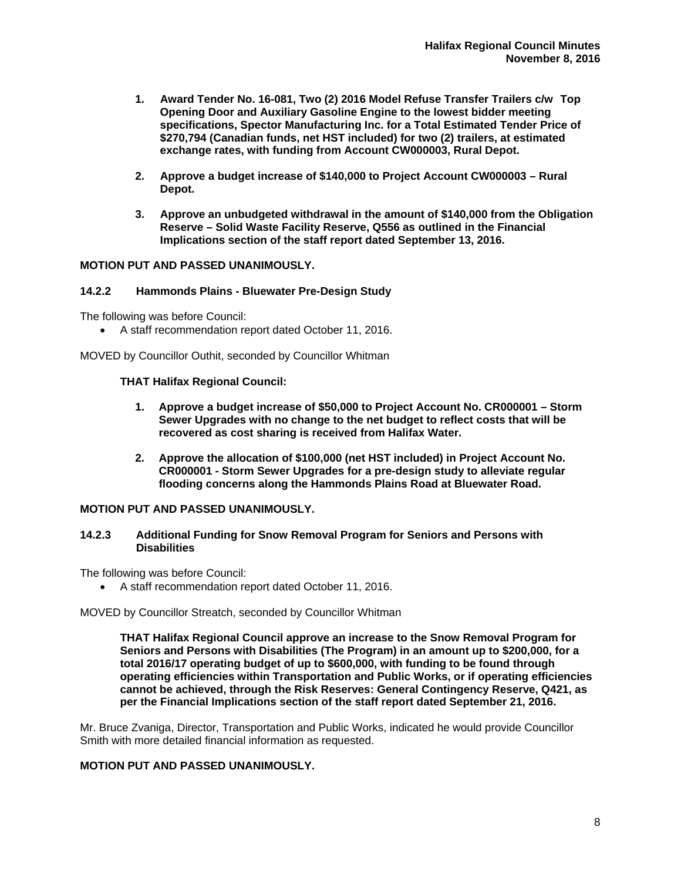1. **Award Tender No. 16-081, Two (2) 2016 Model Refuse Transfer Trailers c/w Top Opening Door and Auxiliary Gasoline Engine to the lowest bidder meeting specifications, Spector Manufacturing Inc. for a Total Estimated Tender Price of $270,794 (Canadian funds, net HST included) for two (2) trailers, at estimated exchange rates, with funding from Account CW000003, Rural Depot.**

2. **Approve a budget increase of $140,000 to Project Account CW000003 – Rural Depot.**

3. **Approve an unbudgeted withdrawal in the amount of $140,000 from the Obligation Reserve – Solid Waste Facility Reserve, Q556 as outlined in the Financial Implications section of the staff report dated September 13, 2016.**

**MOTION PUT AND PASSED UNANIMOUSLY.**

### 14.2.2 Hammonds Plains - Bluewater Pre-Design Study

The following was before Council:

- A staff recommendation report dated October 11, 2016.

MOVED by Councillor Outhit, seconded by Councillor Whitman

**THAT Halifax Regional Council:**

1. **Approve a budget increase of $50,000 to Project Account No. CR000001 – Storm Sewer Upgrades with no change to the net budget to reflect costs that will be recovered as cost sharing is received from Halifax Water.**

2. **Approve the allocation of $100,000 (net HST included) in Project Account No. CR000001 - Storm Sewer Upgrades for a pre-design study to alleviate regular flooding concerns along the Hammonds Plains Road at Bluewater Road.**

**MOTION PUT AND PASSED UNANIMOUSLY.**

### 14.2.3 Additional Funding for Snow Removal Program for Seniors and Persons with Disabilities

The following was before Council:

- A staff recommendation report dated October 11, 2016.

MOVED by Councillor Streatch, seconded by Councillor Whitman

**THAT Halifax Regional Council approve an increase to the Snow Removal Program for Seniors and Persons with Disabilities (The Program) in an amount up to $200,000, for a total 2016/17 operating budget of up to $600,000, with funding to be found through operating efficiencies within Transportation and Public Works, or if operating efficiencies cannot be achieved, through the Risk Reserves: General Contingency Reserve, Q421, as per the Financial Implications section of the staff report dated September 21, 2016.**

Mr. Bruce Zvaniga, Director, Transportation and Public Works, indicated he would provide Councillor Smith with more detailed financial information as requested.

**MOTION PUT AND PASSED UNANIMOUSLY.**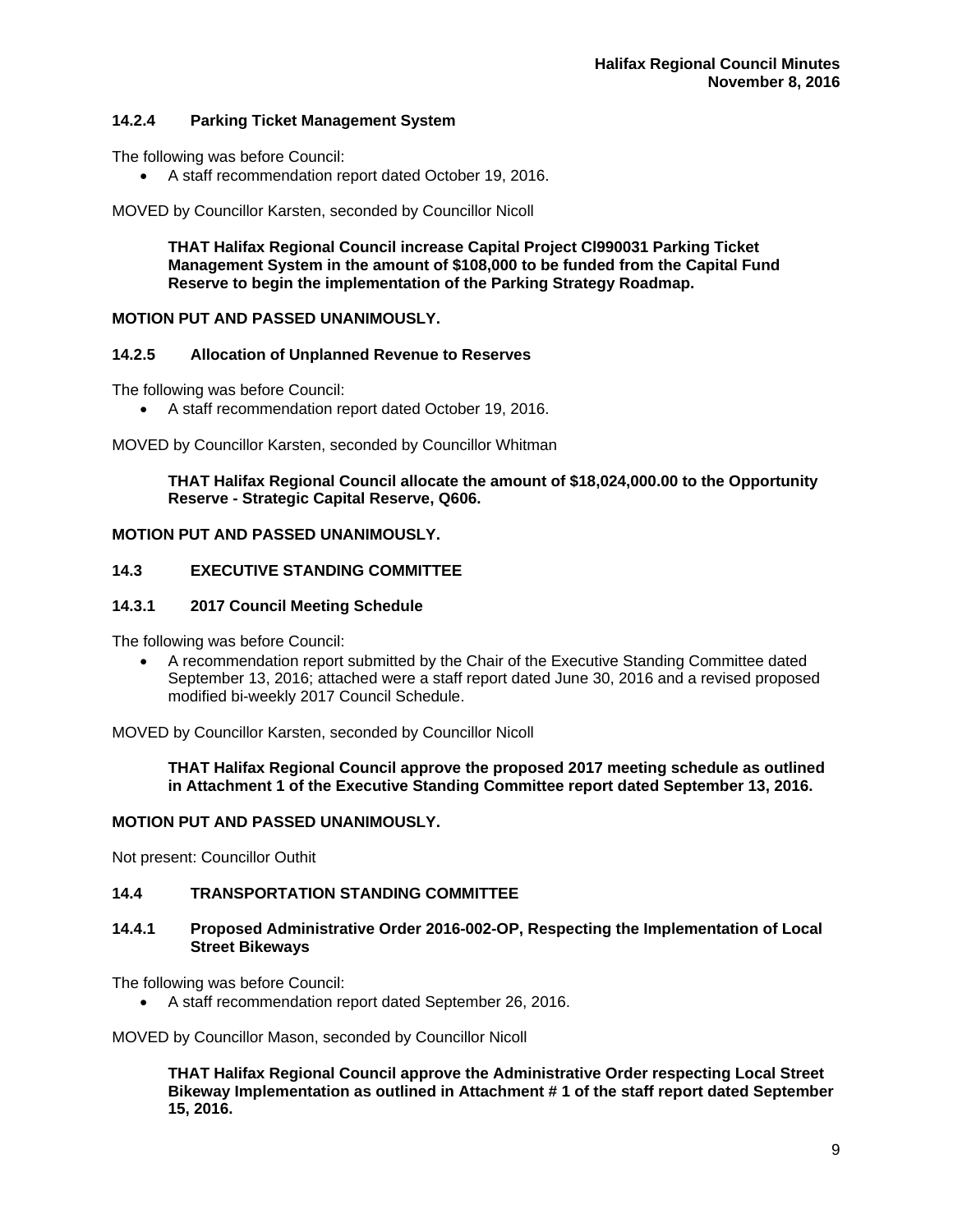### 14.2.4 Parking Ticket Management System

The following was before Council:

- A staff recommendation report dated October 19, 2016.

MOVED by Councillor Karsten, seconded by Councillor Nicoll

> **THAT Halifax Regional Council increase Capital Project CI990031 Parking Ticket Management System in the amount of $108,000 to be funded from the Capital Fund Reserve to begin the implementation of the Parking Strategy Roadmap.**

**MOTION PUT AND PASSED UNANIMOUSLY.**

### 14.2.5 Allocation of Unplanned Revenue to Reserves

The following was before Council:

- A staff recommendation report dated October 19, 2016.

MOVED by Councillor Karsten, seconded by Councillor Whitman

> **THAT Halifax Regional Council allocate the amount of $18,024,000.00 to the Opportunity Reserve - Strategic Capital Reserve, Q606.**

**MOTION PUT AND PASSED UNANIMOUSLY.**

## 14.3 EXECUTIVE STANDING COMMITTEE

### 14.3.1 2017 Council Meeting Schedule

The following was before Council:

- A recommendation report submitted by the Chair of the Executive Standing Committee dated September 13, 2016; attached were a staff report dated June 30, 2016 and a revised proposed modified bi-weekly 2017 Council Schedule.

MOVED by Councillor Karsten, seconded by Councillor Nicoll

> **THAT Halifax Regional Council approve the proposed 2017 meeting schedule as outlined in Attachment 1 of the Executive Standing Committee report dated September 13, 2016.**

**MOTION PUT AND PASSED UNANIMOUSLY.**

Not present: Councillor Outhit

## 14.4 TRANSPORTATION STANDING COMMITTEE

### 14.4.1 Proposed Administrative Order 2016-002-OP, Respecting the Implementation of Local Street Bikeways

The following was before Council:

- A staff recommendation report dated September 26, 2016.

MOVED by Councillor Mason, seconded by Councillor Nicoll

> **THAT Halifax Regional Council approve the Administrative Order respecting Local Street Bikeway Implementation as outlined in Attachment # 1 of the staff report dated September 15, 2016.**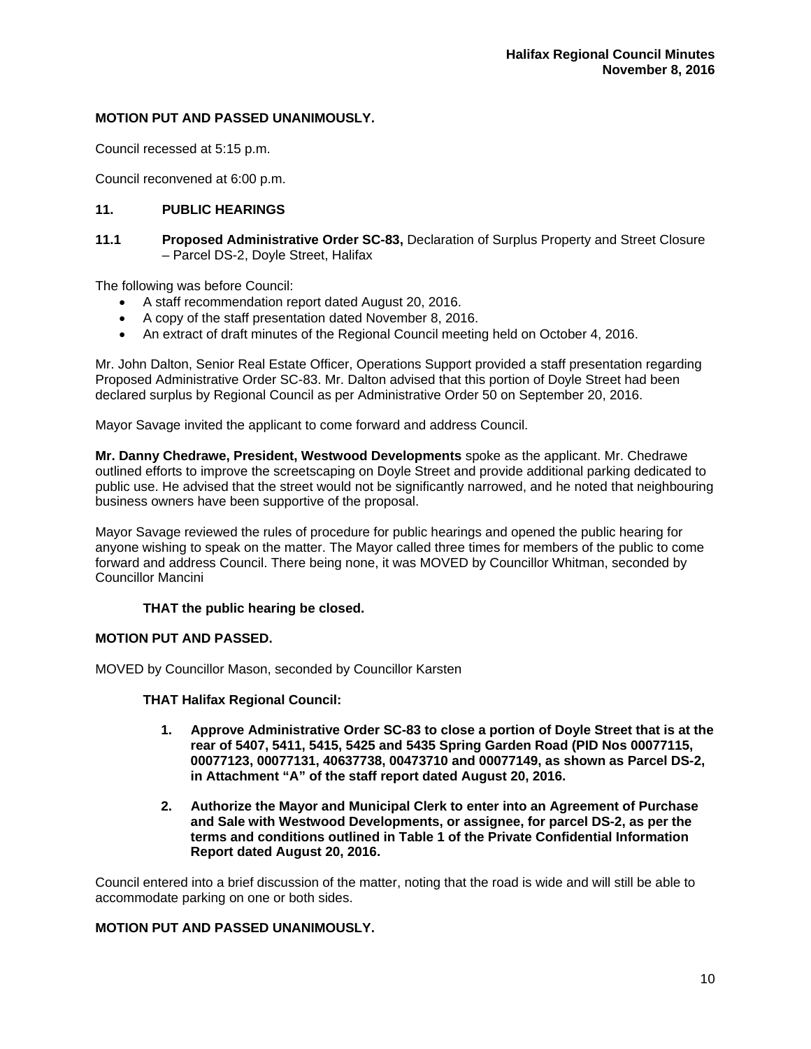**MOTION PUT AND PASSED UNANIMOUSLY.**

Council recessed at 5:15 p.m.

Council reconvened at 6:00 p.m.

## 11. PUBLIC HEARINGS

### 11.1 Proposed Administrative Order SC-83, Declaration of Surplus Property and Street Closure – Parcel DS-2, Doyle Street, Halifax

The following was before Council:

- A staff recommendation report dated August 20, 2016.
- A copy of the staff presentation dated November 8, 2016.
- An extract of draft minutes of the Regional Council meeting held on October 4, 2016.

Mr. John Dalton, Senior Real Estate Officer, Operations Support provided a staff presentation regarding Proposed Administrative Order SC-83. Mr. Dalton advised that this portion of Doyle Street had been declared surplus by Regional Council as per Administrative Order 50 on September 20, 2016.

Mayor Savage invited the applicant to come forward and address Council.

**Mr. Danny Chedrawe, President, Westwood Developments** spoke as the applicant. Mr. Chedrawe outlined efforts to improve the screetscaping on Doyle Street and provide additional parking dedicated to public use. He advised that the street would not be significantly narrowed, and he noted that neighbouring business owners have been supportive of the proposal.

Mayor Savage reviewed the rules of procedure for public hearings and opened the public hearing for anyone wishing to speak on the matter. The Mayor called three times for members of the public to come forward and address Council. There being none, it was MOVED by Councillor Whitman, seconded by Councillor Mancini

**THAT the public hearing be closed.**

**MOTION PUT AND PASSED.**

MOVED by Councillor Mason, seconded by Councillor Karsten

**THAT Halifax Regional Council:**

1. **Approve Administrative Order SC-83 to close a portion of Doyle Street that is at the rear of 5407, 5411, 5415, 5425 and 5435 Spring Garden Road (PID Nos 00077115, 00077123, 00077131, 40637738, 00473710 and 00077149, as shown as Parcel DS-2, in Attachment "A" of the staff report dated August 20, 2016.**
2. **Authorize the Mayor and Municipal Clerk to enter into an Agreement of Purchase and Sale with Westwood Developments, or assignee, for parcel DS-2, as per the terms and conditions outlined in Table 1 of the Private Confidential Information Report dated August 20, 2016.**

Council entered into a brief discussion of the matter, noting that the road is wide and will still be able to accommodate parking on one or both sides.

**MOTION PUT AND PASSED UNANIMOUSLY.**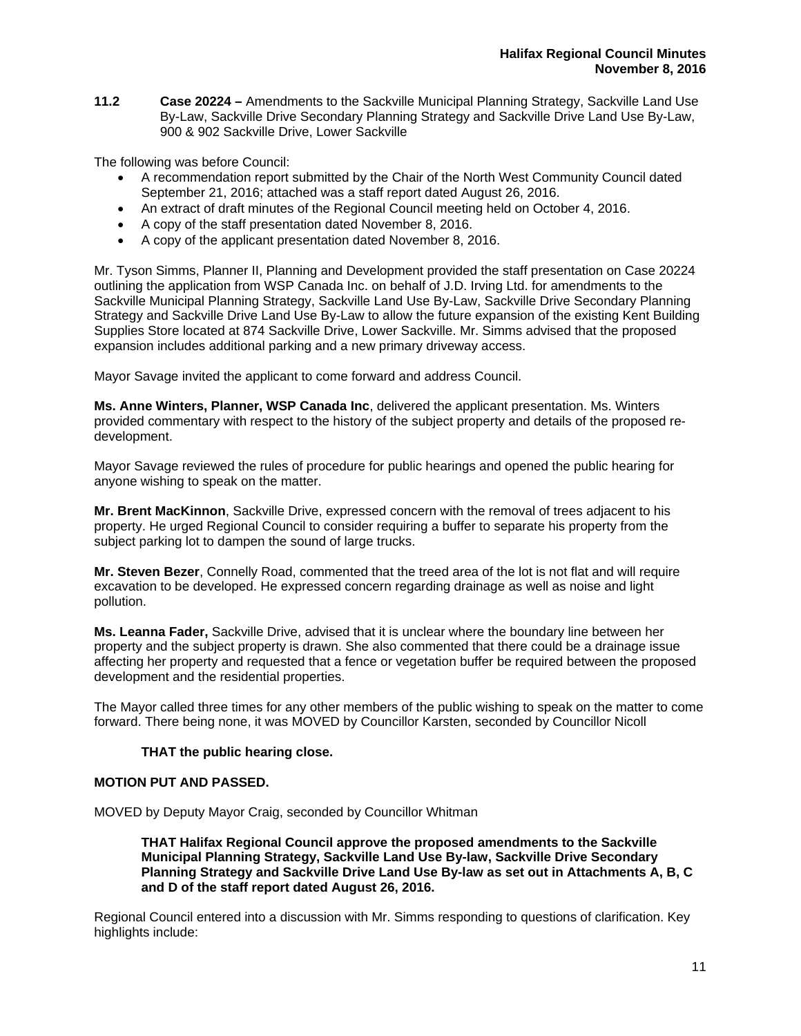**11.2 Case 20224 –** Amendments to the Sackville Municipal Planning Strategy, Sackville Land Use By-Law, Sackville Drive Secondary Planning Strategy and Sackville Drive Land Use By-Law, 900 & 902 Sackville Drive, Lower Sackville

The following was before Council:

- A recommendation report submitted by the Chair of the North West Community Council dated September 21, 2016; attached was a staff report dated August 26, 2016.
- An extract of draft minutes of the Regional Council meeting held on October 4, 2016.
- A copy of the staff presentation dated November 8, 2016.
- A copy of the applicant presentation dated November 8, 2016.

Mr. Tyson Simms, Planner II, Planning and Development provided the staff presentation on Case 20224 outlining the application from WSP Canada Inc. on behalf of J.D. Irving Ltd. for amendments to the Sackville Municipal Planning Strategy, Sackville Land Use By-Law, Sackville Drive Secondary Planning Strategy and Sackville Drive Land Use By-Law to allow the future expansion of the existing Kent Building Supplies Store located at 874 Sackville Drive, Lower Sackville. Mr. Simms advised that the proposed expansion includes additional parking and a new primary driveway access.

Mayor Savage invited the applicant to come forward and address Council.

**Ms. Anne Winters, Planner, WSP Canada Inc**, delivered the applicant presentation. Ms. Winters provided commentary with respect to the history of the subject property and details of the proposed re-development.

Mayor Savage reviewed the rules of procedure for public hearings and opened the public hearing for anyone wishing to speak on the matter.

**Mr. Brent MacKinnon**, Sackville Drive, expressed concern with the removal of trees adjacent to his property. He urged Regional Council to consider requiring a buffer to separate his property from the subject parking lot to dampen the sound of large trucks.

**Mr. Steven Bezer**, Connelly Road, commented that the treed area of the lot is not flat and will require excavation to be developed. He expressed concern regarding drainage as well as noise and light pollution.

**Ms. Leanna Fader,** Sackville Drive, advised that it is unclear where the boundary line between her property and the subject property is drawn. She also commented that there could be a drainage issue affecting her property and requested that a fence or vegetation buffer be required between the proposed development and the residential properties.

The Mayor called three times for any other members of the public wishing to speak on the matter to come forward. There being none, it was MOVED by Councillor Karsten, seconded by Councillor Nicoll

**THAT the public hearing close.**

**MOTION PUT AND PASSED.**

MOVED by Deputy Mayor Craig, seconded by Councillor Whitman

**THAT Halifax Regional Council approve the proposed amendments to the Sackville Municipal Planning Strategy, Sackville Land Use By-law, Sackville Drive Secondary Planning Strategy and Sackville Drive Land Use By-law as set out in Attachments A, B, C and D of the staff report dated August 26, 2016.**

Regional Council entered into a discussion with Mr. Simms responding to questions of clarification. Key highlights include: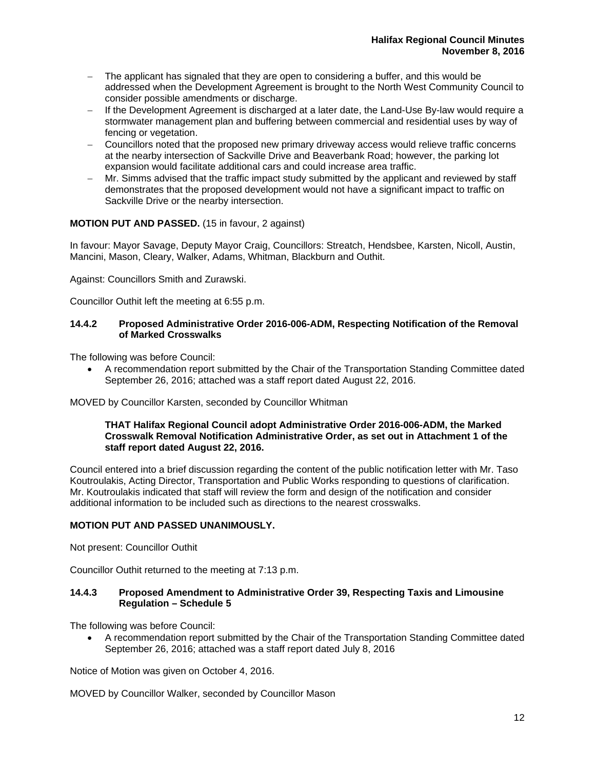- The applicant has signaled that they are open to considering a buffer, and this would be addressed when the Development Agreement is brought to the North West Community Council to consider possible amendments or discharge.
- If the Development Agreement is discharged at a later date, the Land-Use By-law would require a stormwater management plan and buffering between commercial and residential uses by way of fencing or vegetation.
- Councillors noted that the proposed new primary driveway access would relieve traffic concerns at the nearby intersection of Sackville Drive and Beaverbank Road; however, the parking lot expansion would facilitate additional cars and could increase area traffic.
- Mr. Simms advised that the traffic impact study submitted by the applicant and reviewed by staff demonstrates that the proposed development would not have a significant impact to traffic on Sackville Drive or the nearby intersection.

**MOTION PUT AND PASSED.** (15 in favour, 2 against)

In favour: Mayor Savage, Deputy Mayor Craig, Councillors: Streatch, Hendsbee, Karsten, Nicoll, Austin, Mancini, Mason, Cleary, Walker, Adams, Whitman, Blackburn and Outhit.

Against: Councillors Smith and Zurawski.

Councillor Outhit left the meeting at 6:55 p.m.

### 14.4.2 Proposed Administrative Order 2016-006-ADM, Respecting Notification of the Removal of Marked Crosswalks

The following was before Council:

- A recommendation report submitted by the Chair of the Transportation Standing Committee dated September 26, 2016; attached was a staff report dated August 22, 2016.

MOVED by Councillor Karsten, seconded by Councillor Whitman

> **THAT Halifax Regional Council adopt Administrative Order 2016-006-ADM, the Marked Crosswalk Removal Notification Administrative Order, as set out in Attachment 1 of the staff report dated August 22, 2016.**

Council entered into a brief discussion regarding the content of the public notification letter with Mr. Taso Koutroulakis, Acting Director, Transportation and Public Works responding to questions of clarification. Mr. Koutroulakis indicated that staff will review the form and design of the notification and consider additional information to be included such as directions to the nearest crosswalks.

**MOTION PUT AND PASSED UNANIMOUSLY.**

Not present: Councillor Outhit

Councillor Outhit returned to the meeting at 7:13 p.m.

### 14.4.3 Proposed Amendment to Administrative Order 39, Respecting Taxis and Limousine Regulation – Schedule 5

The following was before Council:

- A recommendation report submitted by the Chair of the Transportation Standing Committee dated September 26, 2016; attached was a staff report dated July 8, 2016

Notice of Motion was given on October 4, 2016.

MOVED by Councillor Walker, seconded by Councillor Mason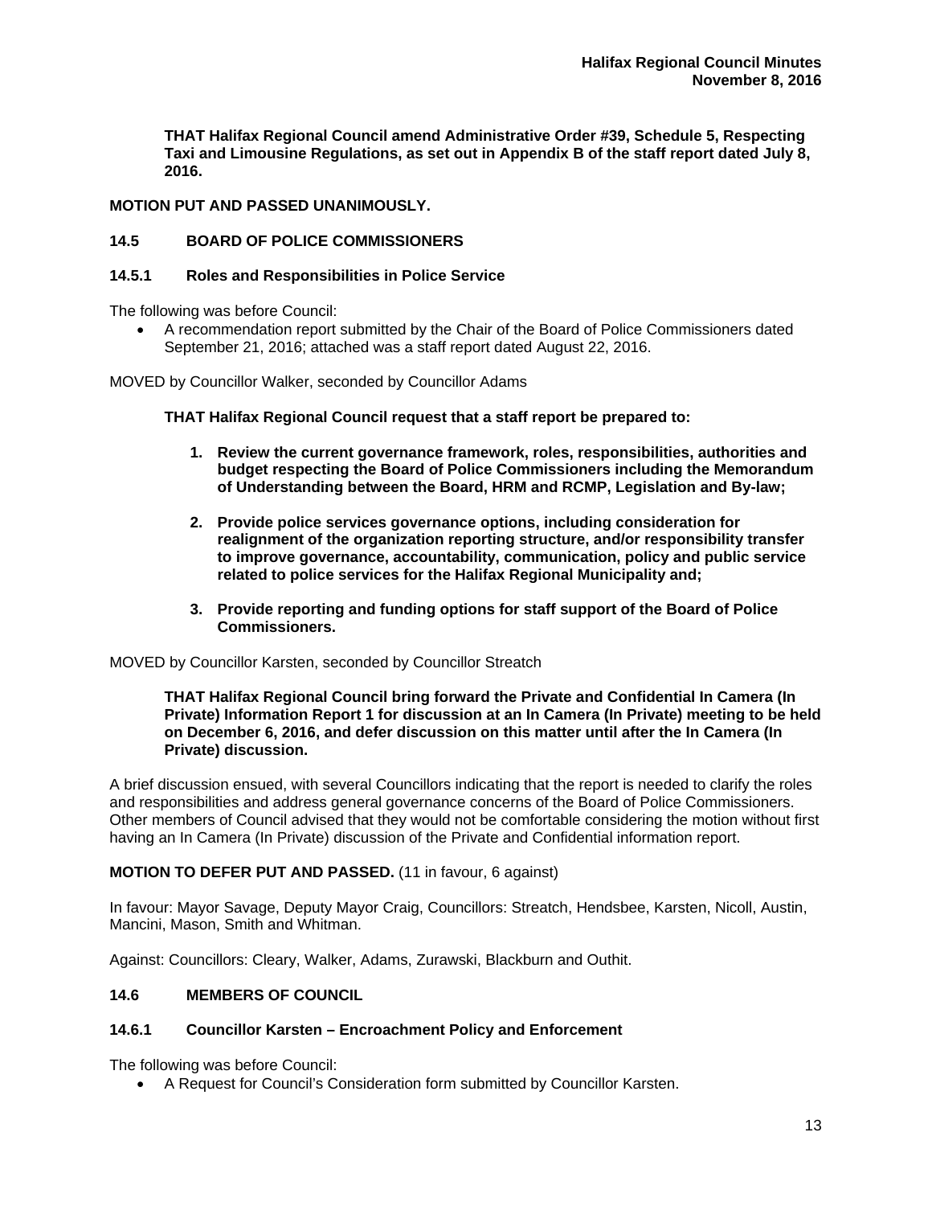**THAT Halifax Regional Council amend Administrative Order #39, Schedule 5, Respecting Taxi and Limousine Regulations, as set out in Appendix B of the staff report dated July 8, 2016.**

**MOTION PUT AND PASSED UNANIMOUSLY.**

## 14.5 BOARD OF POLICE COMMISSIONERS

### 14.5.1 Roles and Responsibilities in Police Service

The following was before Council:

- A recommendation report submitted by the Chair of the Board of Police Commissioners dated September 21, 2016; attached was a staff report dated August 22, 2016.

MOVED by Councillor Walker, seconded by Councillor Adams

**THAT Halifax Regional Council request that a staff report be prepared to:**

1. **Review the current governance framework, roles, responsibilities, authorities and budget respecting the Board of Police Commissioners including the Memorandum of Understanding between the Board, HRM and RCMP, Legislation and By-law;**
2. **Provide police services governance options, including consideration for realignment of the organization reporting structure, and/or responsibility transfer to improve governance, accountability, communication, policy and public service related to police services for the Halifax Regional Municipality and;**
3. **Provide reporting and funding options for staff support of the Board of Police Commissioners.**

MOVED by Councillor Karsten, seconded by Councillor Streatch

**THAT Halifax Regional Council bring forward the Private and Confidential In Camera (In Private) Information Report 1 for discussion at an In Camera (In Private) meeting to be held on December 6, 2016, and defer discussion on this matter until after the In Camera (In Private) discussion.**

A brief discussion ensued, with several Councillors indicating that the report is needed to clarify the roles and responsibilities and address general governance concerns of the Board of Police Commissioners. Other members of Council advised that they would not be comfortable considering the motion without first having an In Camera (In Private) discussion of the Private and Confidential information report.

**MOTION TO DEFER PUT AND PASSED.** (11 in favour, 6 against)

In favour: Mayor Savage, Deputy Mayor Craig, Councillors: Streatch, Hendsbee, Karsten, Nicoll, Austin, Mancini, Mason, Smith and Whitman.

Against: Councillors: Cleary, Walker, Adams, Zurawski, Blackburn and Outhit.

## 14.6 MEMBERS OF COUNCIL

### 14.6.1 Councillor Karsten – Encroachment Policy and Enforcement

The following was before Council:

- A Request for Council's Consideration form submitted by Councillor Karsten.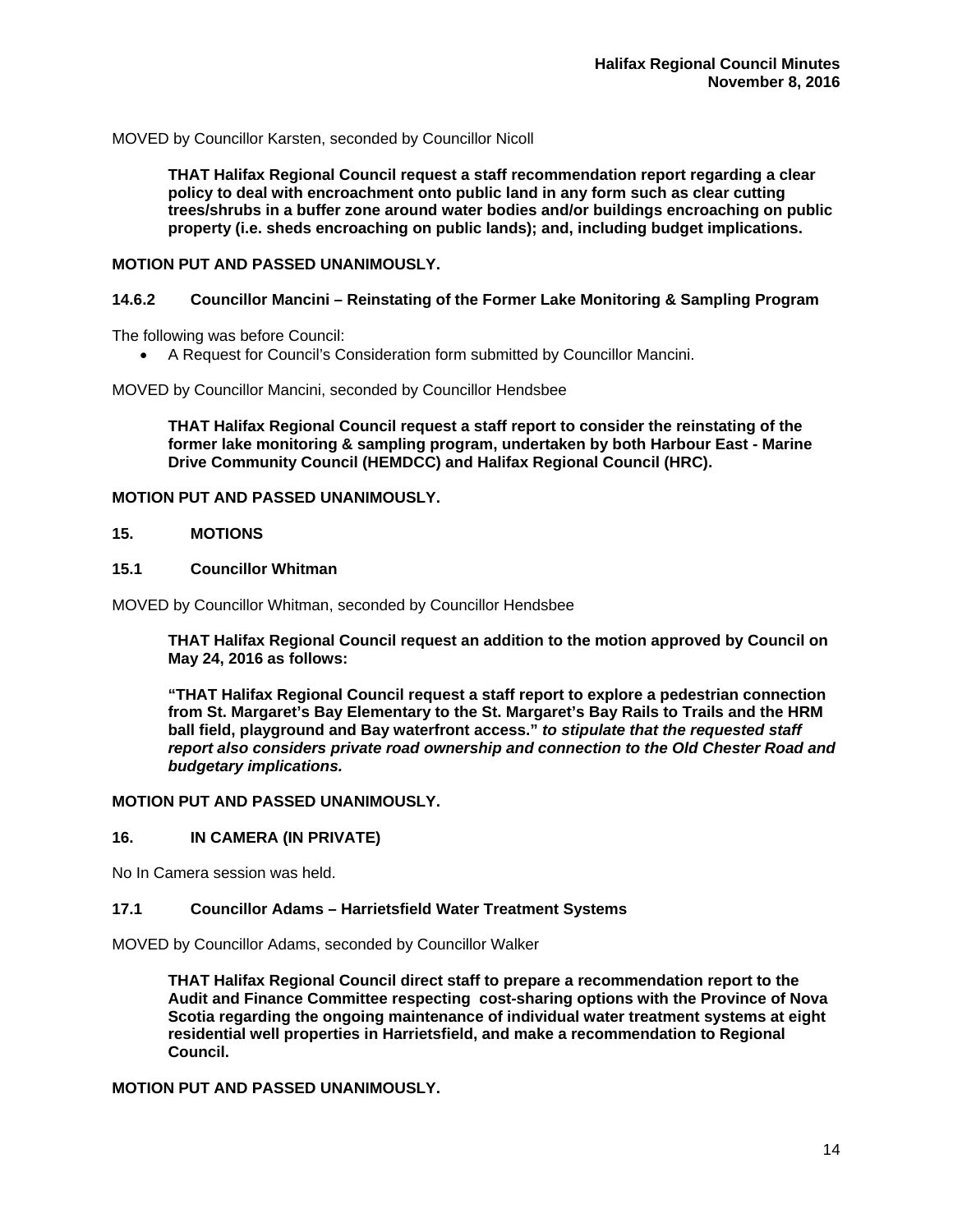MOVED by Councillor Karsten, seconded by Councillor Nicoll

> **THAT Halifax Regional Council request a staff recommendation report regarding a clear policy to deal with encroachment onto public land in any form such as clear cutting trees/shrubs in a buffer zone around water bodies and/or buildings encroaching on public property (i.e. sheds encroaching on public lands); and, including budget implications.**

**MOTION PUT AND PASSED UNANIMOUSLY.**

### 14.6.2 Councillor Mancini – Reinstating of the Former Lake Monitoring & Sampling Program

The following was before Council:

- A Request for Council's Consideration form submitted by Councillor Mancini.

MOVED by Councillor Mancini, seconded by Councillor Hendsbee

> **THAT Halifax Regional Council request a staff report to consider the reinstating of the former lake monitoring & sampling program, undertaken by both Harbour East - Marine Drive Community Council (HEMDCC) and Halifax Regional Council (HRC).**

**MOTION PUT AND PASSED UNANIMOUSLY.**

## 15. MOTIONS

### 15.1 Councillor Whitman

MOVED by Councillor Whitman, seconded by Councillor Hendsbee

> **THAT Halifax Regional Council request an addition to the motion approved by Council on May 24, 2016 as follows:**
>
> **"THAT Halifax Regional Council request a staff report to explore a pedestrian connection from St. Margaret's Bay Elementary to the St. Margaret's Bay Rails to Trails and the HRM ball field, playground and Bay waterfront access."** ***to stipulate that the requested staff report also considers private road ownership and connection to the Old Chester Road and budgetary implications.***

**MOTION PUT AND PASSED UNANIMOUSLY.**

## 16. IN CAMERA (IN PRIVATE)

No In Camera session was held.

### 17.1 Councillor Adams – Harrietsfield Water Treatment Systems

MOVED by Councillor Adams, seconded by Councillor Walker

> **THAT Halifax Regional Council direct staff to prepare a recommendation report to the Audit and Finance Committee respecting cost-sharing options with the Province of Nova Scotia regarding the ongoing maintenance of individual water treatment systems at eight residential well properties in Harrietsfield, and make a recommendation to Regional Council.**

**MOTION PUT AND PASSED UNANIMOUSLY.**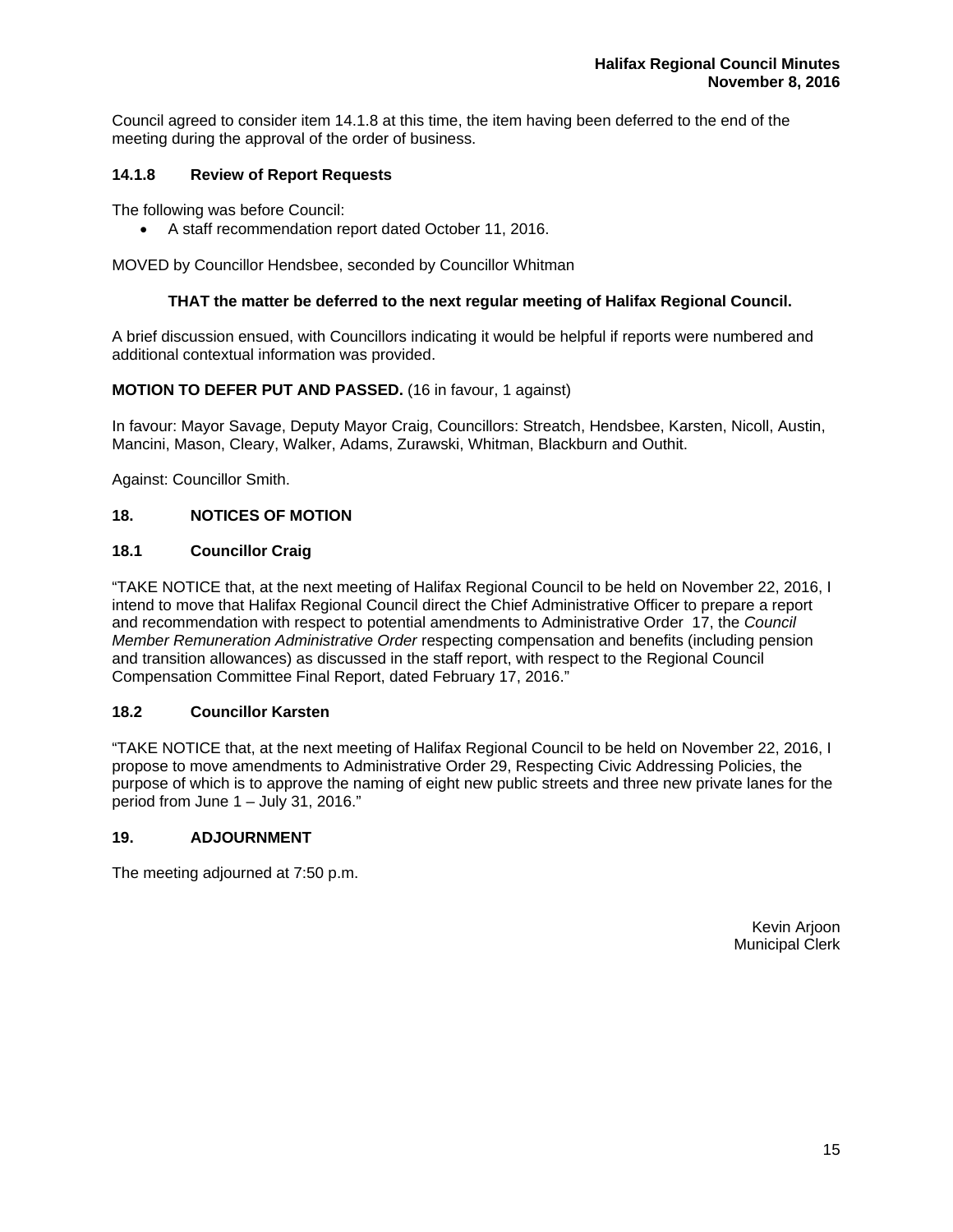Council agreed to consider item 14.1.8 at this time, the item having been deferred to the end of the meeting during the approval of the order of business.

### 14.1.8 Review of Report Requests

The following was before Council:

- A staff recommendation report dated October 11, 2016.

MOVED by Councillor Hendsbee, seconded by Councillor Whitman

**THAT the matter be deferred to the next regular meeting of Halifax Regional Council.**

A brief discussion ensued, with Councillors indicating it would be helpful if reports were numbered and additional contextual information was provided.

**MOTION TO DEFER PUT AND PASSED.** (16 in favour, 1 against)

In favour: Mayor Savage, Deputy Mayor Craig, Councillors: Streatch, Hendsbee, Karsten, Nicoll, Austin, Mancini, Mason, Cleary, Walker, Adams, Zurawski, Whitman, Blackburn and Outhit.

Against: Councillor Smith.

## 18. NOTICES OF MOTION

### 18.1 Councillor Craig

"TAKE NOTICE that, at the next meeting of Halifax Regional Council to be held on November 22, 2016, I intend to move that Halifax Regional Council direct the Chief Administrative Officer to prepare a report and recommendation with respect to potential amendments to Administrative Order 17, the *Council Member Remuneration Administrative Order* respecting compensation and benefits (including pension and transition allowances) as discussed in the staff report, with respect to the Regional Council Compensation Committee Final Report, dated February 17, 2016."

### 18.2 Councillor Karsten

"TAKE NOTICE that, at the next meeting of Halifax Regional Council to be held on November 22, 2016, I propose to move amendments to Administrative Order 29, Respecting Civic Addressing Policies, the purpose of which is to approve the naming of eight new public streets and three new private lanes for the period from June 1 – July 31, 2016."

## 19. ADJOURNMENT

The meeting adjourned at 7:50 p.m.

Kevin Arjoon
Municipal Clerk